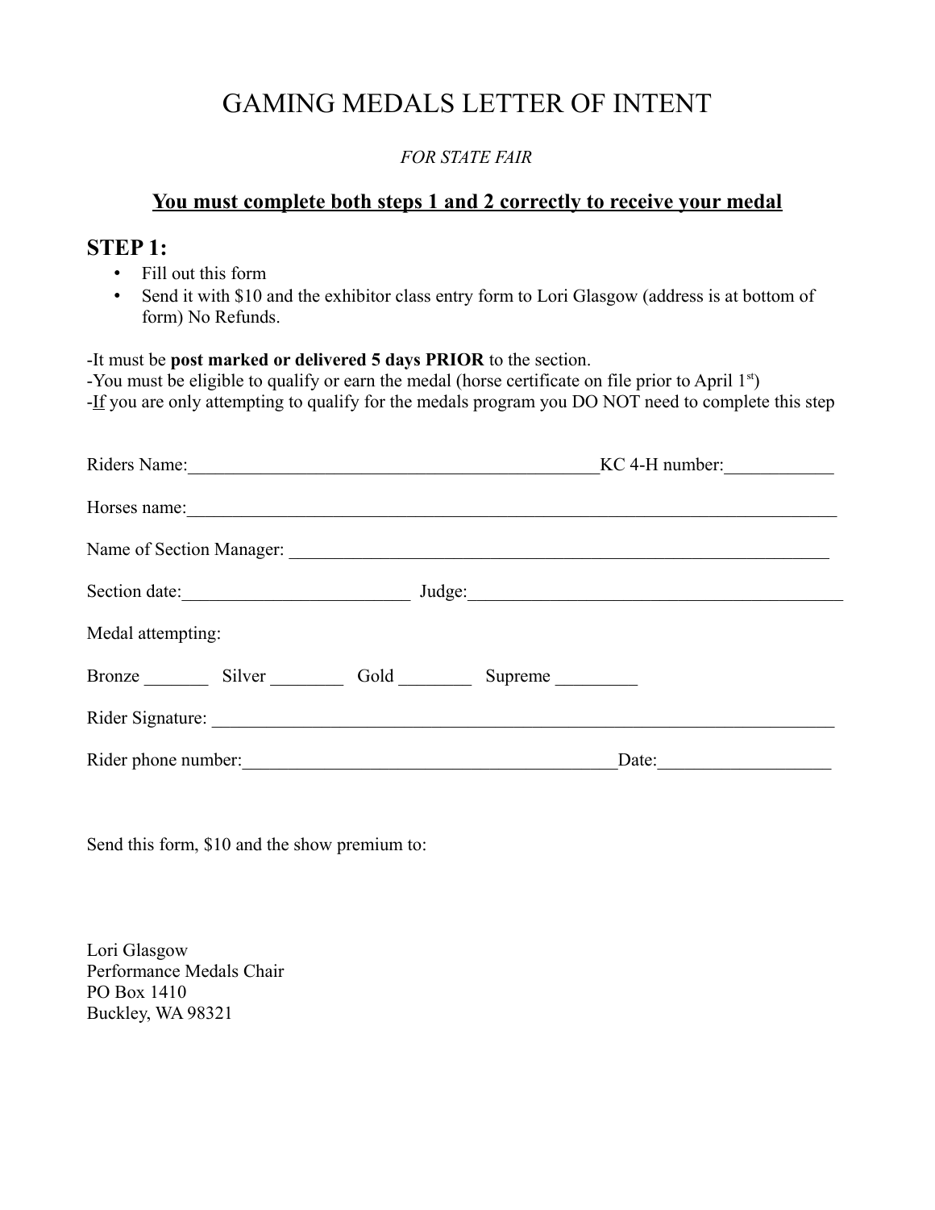# GAMING MEDALS LETTER OF INTENT

*FOR STATE FAIR*

**<u>You must complete both steps 1 and 2 correctly to receive your medal</u>**

## STEP 1:

- Fill out this form
- Send it with $10 and the exhibitor class entry form to Lori Glasgow (address is at bottom of form) No Refunds.

-It must be **post marked or delivered 5 days PRIOR** to the section.
-You must be eligible to qualify or earn the medal (horse certificate on file prior to April 1st)
-<u>If</u> you are only attempting to qualify for the medals program you DO NOT need to complete this step

Riders Name:_______________________________________________KC 4-H number:____________

Horses name:___________________________________________________________________________

Name of Section Manager: _______________________________________________________________

Section date:_________________________ Judge:__________________________________________

Medal attempting:

Bronze _______ Silver ________ Gold ________ Supreme _________

Rider Signature: _________________________________________________________________________

Rider phone number:__________________________________________Date:___________________

Send this form, $10 and the show premium to:

Lori Glasgow
Performance Medals Chair
PO Box 1410
Buckley, WA 98321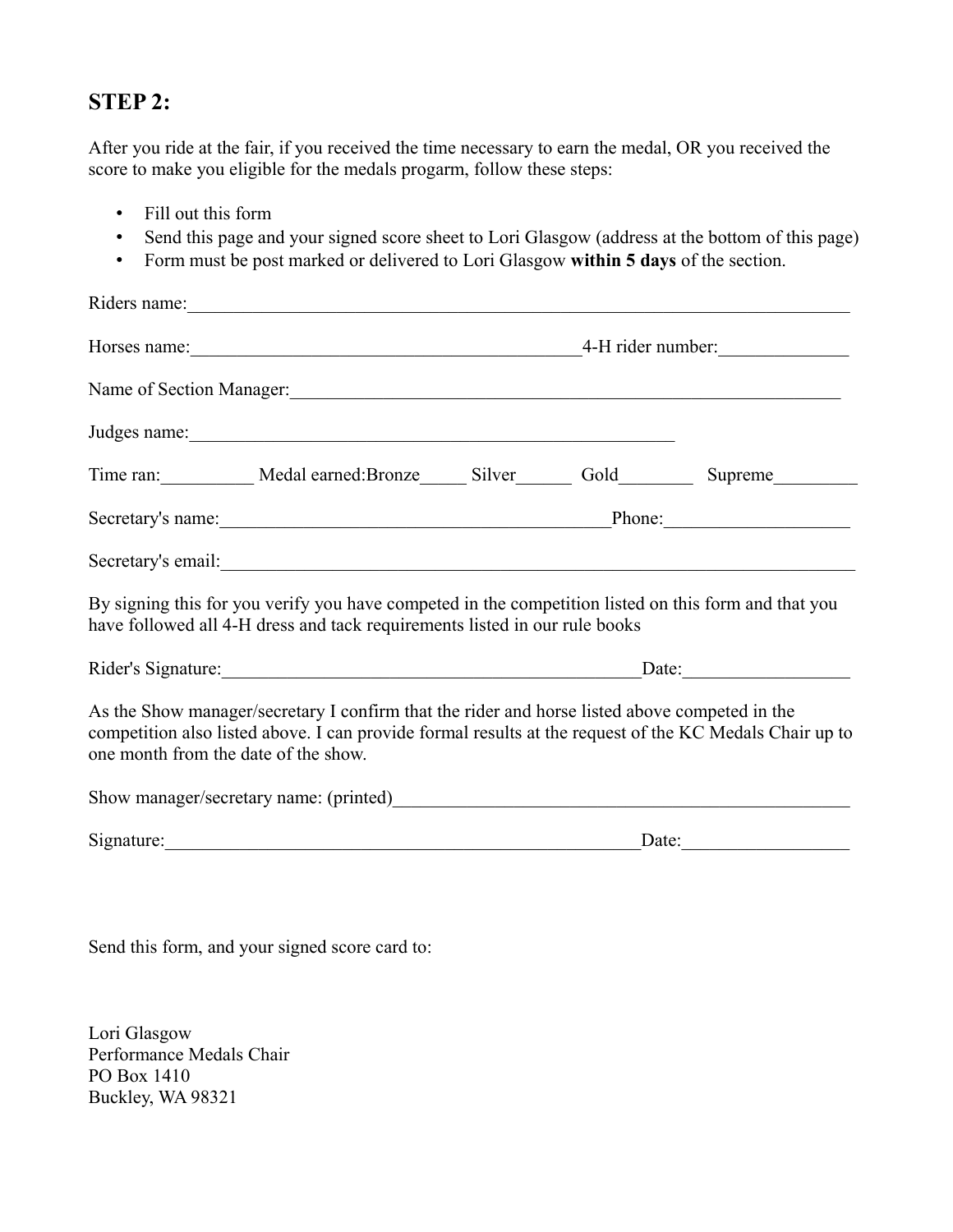## STEP 2:

After you ride at the fair, if you received the time necessary to earn the medal, OR you received the score to make you eligible for the medals progarm, follow these steps:

- Fill out this form
- Send this page and your signed score sheet to Lori Glasgow (address at the bottom of this page)
- Form must be post marked or delivered to Lori Glasgow **within 5 days** of the section.

Riders name:\_\_\_\_\_\_\_\_\_\_\_\_\_\_\_\_\_\_\_\_\_\_\_\_\_\_\_\_\_\_\_\_\_\_\_\_\_\_\_\_\_\_\_\_\_\_\_\_\_\_\_\_\_\_\_\_\_\_\_\_

Horses name:\_\_\_\_\_\_\_\_\_\_\_\_\_\_\_\_\_\_\_\_\_\_\_\_\_\_\_\_\_\_\_\_\_\_\_\_4-H rider number:\_\_\_\_\_\_\_\_\_\_\_\_

Name of Section Manager:\_\_\_\_\_\_\_\_\_\_\_\_\_\_\_\_\_\_\_\_\_\_\_\_\_\_\_\_\_\_\_\_\_\_\_\_\_\_\_\_\_\_\_\_\_\_\_\_

Judges name:\_\_\_\_\_\_\_\_\_\_\_\_\_\_\_\_\_\_\_\_\_\_\_\_\_\_\_\_\_\_\_\_\_\_\_\_\_\_\_\_\_\_\_\_

Time ran:\_\_\_\_\_\_\_\_\_ Medal earned:Bronze\_\_\_\_\_ Silver\_\_\_\_\_\_ Gold\_\_\_\_\_\_\_\_ Supreme\_\_\_\_\_\_\_\_\_

Secretary's name:\_\_\_\_\_\_\_\_\_\_\_\_\_\_\_\_\_\_\_\_\_\_\_\_\_\_\_\_\_\_\_\_\_\_\_Phone:\_\_\_\_\_\_\_\_\_\_\_\_\_\_\_\_\_

Secretary's email:\_\_\_\_\_\_\_\_\_\_\_\_\_\_\_\_\_\_\_\_\_\_\_\_\_\_\_\_\_\_\_\_\_\_\_\_\_\_\_\_\_\_\_\_\_\_\_\_\_\_\_\_\_\_

By signing this for you verify you have competed in the competition listed on this form and that you have followed all 4-H dress and tack requirements listed in our rule books

Rider's Signature:\_\_\_\_\_\_\_\_\_\_\_\_\_\_\_\_\_\_\_\_\_\_\_\_\_\_\_\_\_\_\_\_\_\_\_\_\_\_\_Date:\_\_\_\_\_\_\_\_\_\_\_\_\_\_\_\_

As the Show manager/secretary I confirm that the rider and horse listed above competed in the competition also listed above. I can provide formal results at the request of the KC Medals Chair up to one month from the date of the show.

Show manager/secretary name: (printed)\_\_\_\_\_\_\_\_\_\_\_\_\_\_\_\_\_\_\_\_\_\_\_\_\_\_\_\_\_\_\_\_\_\_\_\_\_\_\_\_

Signature:\_\_\_\_\_\_\_\_\_\_\_\_\_\_\_\_\_\_\_\_\_\_\_\_\_\_\_\_\_\_\_\_\_\_\_\_\_\_\_\_\_\_\_\_\_Date:\_\_\_\_\_\_\_\_\_\_\_\_\_\_\_\_

Send this form, and your signed score card to:

Lori Glasgow  
Performance Medals Chair  
PO Box 1410  
Buckley, WA 98321